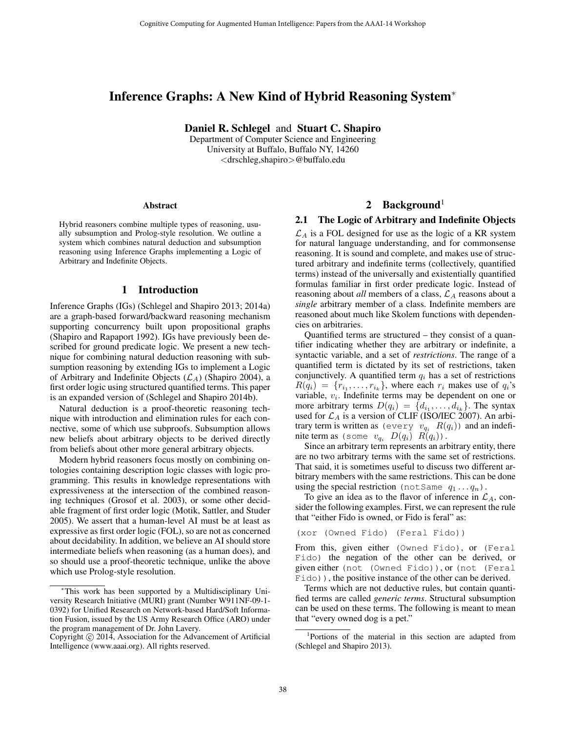# Inference Graphs: A New Kind of Hybrid Reasoning System*

**Daniel R. Schlegel** and **Stuart C. Shapiro**
Department of Computer Science and Engineering
University at Buffalo, Buffalo NY, 14260
<drschleg,shapiro>@buffalo.edu

### Abstract

Hybrid reasoners combine multiple types of reasoning, usually subsumption and Prolog-style resolution. We outline a system which combines natural deduction and subsumption reasoning using Inference Graphs implementing a Logic of Arbitrary and Indefinite Objects.

## 1 Introduction

Inference Graphs (IGs) (Schlegel and Shapiro 2013; 2014a) are a graph-based forward/backward reasoning mechanism supporting concurrency built upon propositional graphs (Shapiro and Rapaport 1992). IGs have previously been described for ground predicate logic. We present a new technique for combining natural deduction reasoning with subsumption reasoning by extending IGs to implement a Logic of Arbitrary and Indefinite Objects ($\mathcal{L}_A$) (Shapiro 2004), a first order logic using structured quantified terms. This paper is an expanded version of (Schlegel and Shapiro 2014b).

Natural deduction is a proof-theoretic reasoning technique with introduction and elimination rules for each connective, some of which use subproofs. Subsumption allows new beliefs about arbitrary objects to be derived directly from beliefs about other more general arbitrary objects.

Modern hybrid reasoners focus mostly on combining ontologies containing description logic classes with logic programming. This results in knowledge representations with expressiveness at the intersection of the combined reasoning techniques (Grosof et al. 2003), or some other decidable fragment of first order logic (Motik, Sattler, and Studer 2005). We assert that a human-level AI must be at least as expressive as first order logic (FOL), so are not as concerned about decidability. In addition, we believe an AI should store intermediate beliefs when reasoning (as a human does), and so should use a proof-theoretic technique, unlike the above which use Prolog-style resolution.

*This work has been supported by a Multidisciplinary University Research Initiative (MURI) grant (Number W911NF-09-1-0392) for Unified Research on Network-based Hard/Soft Information Fusion, issued by the US Army Research Office (ARO) under the program management of Dr. John Lavery.

Copyright © 2014, Association for the Advancement of Artificial Intelligence (www.aaai.org). All rights reserved.

## 2 Background[1]

### 2.1 The Logic of Arbitrary and Indefinite Objects

$\mathcal{L}_A$ is a FOL designed for use as the logic of a KR system for natural language understanding, and for commonsense reasoning. It is sound and complete, and makes use of structured arbitrary and indefinite terms (collectively, quantified terms) instead of the universally and existentially quantified formulas familiar in first order predicate logic. Instead of reasoning about *all* members of a class, $\mathcal{L}_A$ reasons about a *single* arbitrary member of a class. Indefinite members are reasoned about much like Skolem functions with dependencies on arbitraries.

Quantified terms are structured – they consist of a quantifier indicating whether they are arbitrary or indefinite, a syntactic variable, and a set of *restrictions*. The range of a quantified term is dictated by its set of restrictions, taken conjunctively. A quantified term $q_i$ has a set of restrictions $R(q_i) = \{r_{i_1}, \ldots, r_{i_k}\}$, where each $r_i$ makes use of $q_i$'s variable, $v_i$. Indefinite terms may be dependent on one or more arbitrary terms $D(q_i) = \{d_{i_1}, \ldots, d_{i_k}\}$. The syntax used for $\mathcal{L}_A$ is a version of CLIF (ISO/IEC 2007). An arbitrary term is written as (every $v_{q_i}$ $R(q_i)$) and an indefinite term as (some $v_{q_i}$ $D(q_i)$ $R(q_i)$).

Since an arbitrary term represents an arbitrary entity, there are no two arbitrary terms with the same set of restrictions. That said, it is sometimes useful to discuss two different arbitrary members with the same restrictions. This can be done using the special restriction (notSame $q_1 \ldots q_n$).

To give an idea as to the flavor of inference in $\mathcal{L}_A$, consider the following examples. First, we can represent the rule that "either Fido is owned, or Fido is feral" as:

```
(xor (Owned Fido) (Feral Fido))
```

From this, given either (Owned Fido), or (Feral Fido) the negation of the other can be derived, or given either (not (Owned Fido)), or (not (Feral Fido)), the positive instance of the other can be derived.

Terms which are not deductive rules, but contain quantified terms are called *generic terms*. Structural subsumption can be used on these terms. The following is meant to mean that "every owned dog is a pet."

[1] Portions of the material in this section are adapted from (Schlegel and Shapiro 2013).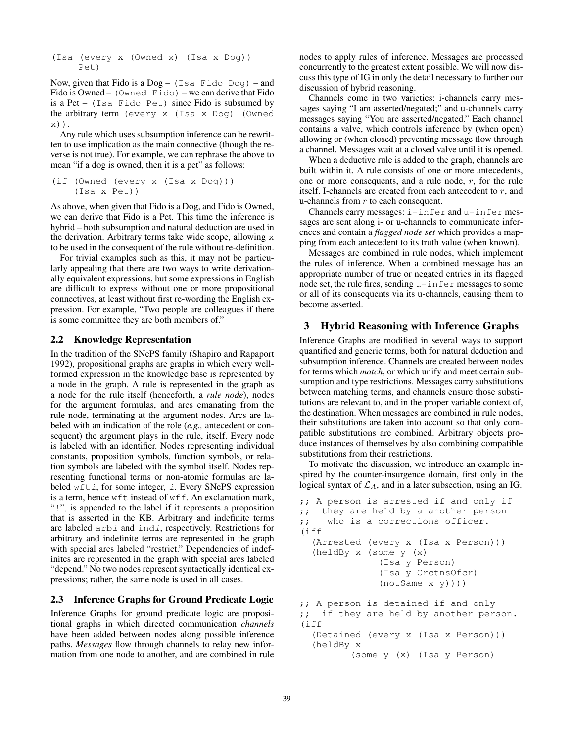```
(Isa (every x (Owned x) (Isa x Dog))
     Pet)
```

Now, given that Fido is a Dog – `(Isa Fido Dog)` – and Fido is Owned – `(Owned Fido)` – we can derive that Fido is a Pet – `(Isa Fido Pet)` since Fido is subsumed by the arbitrary term `(every x (Isa x Dog) (Owned x))`.

Any rule which uses subsumption inference can be rewritten to use implication as the main connective (though the reverse is not true). For example, we can rephrase the above to mean "if a dog is owned, then it is a pet" as follows:

```
(if (Owned (every x (Isa x Dog)))
    (Isa x Pet))
```

As above, when given that Fido is a Dog, and Fido is Owned, we can derive that Fido is a Pet. This time the inference is hybrid – both subsumption and natural deduction are used in the derivation. Arbitrary terms take wide scope, allowing `x` to be used in the consequent of the rule without re-definition.

For trivial examples such as this, it may not be particularly appealing that there are two ways to write derivationally equivalent expressions, but some expressions in English are difficult to express without one or more propositional connectives, at least without first re-wording the English expression. For example, "Two people are colleagues if there is some committee they are both members of."

## 2.2 Knowledge Representation

In the tradition of the SNePS family (Shapiro and Rapaport 1992), propositional graphs are graphs in which every well-formed expression in the knowledge base is represented by a node in the graph. A rule is represented in the graph as a node for the rule itself (henceforth, a *rule node*), nodes for the argument formulas, and arcs emanating from the rule node, terminating at the argument nodes. Arcs are labeled with an indication of the role (*e.g.,* antecedent or consequent) the argument plays in the rule, itself. Every node is labeled with an identifier. Nodes representing individual constants, proposition symbols, function symbols, or relation symbols are labeled with the symbol itself. Nodes representing functional terms or non-atomic formulas are labeled `wft`*i*, for some integer, *i*. Every SNePS expression is a term, hence `wft` instead of `wff`. An exclamation mark, "`!`", is appended to the label if it represents a proposition that is asserted in the KB. Arbitrary and indefinite terms are labeled `arb`*i* and `ind`*i*, respectively. Restrictions for arbitrary and indefinite terms are represented in the graph with special arcs labeled "restrict." Dependencies of indefinites are represented in the graph with special arcs labeled "depend." No two nodes represent syntactically identical expressions; rather, the same node is used in all cases.

## 2.3 Inference Graphs for Ground Predicate Logic

Inference Graphs for ground predicate logic are propositional graphs in which directed communication *channels* have been added between nodes along possible inference paths. *Messages* flow through channels to relay new information from one node to another, and are combined in rule nodes to apply rules of inference. Messages are processed concurrently to the greatest extent possible. We will now discuss this type of IG in only the detail necessary to further our discussion of hybrid reasoning.

Channels come in two varieties: i-channels carry messages saying "I am asserted/negated;" and u-channels carry messages saying "You are asserted/negated." Each channel contains a valve, which controls inference by (when open) allowing or (when closed) preventing message flow through a channel. Messages wait at a closed valve until it is opened.

When a deductive rule is added to the graph, channels are built within it. A rule consists of one or more antecedents, one or more consequents, and a rule node, $r$, for the rule itself. I-channels are created from each antecedent to $r$, and u-channels from $r$ to each consequent.

Channels carry messages: `i-infer` and `u-infer` messages are sent along i- or u-channels to communicate inferences and contain a *flagged node set* which provides a mapping from each antecedent to its truth value (when known).

Messages are combined in rule nodes, which implement the rules of inference. When a combined message has an appropriate number of true or negated entries in its flagged node set, the rule fires, sending `u-infer` messages to some or all of its consequents via its u-channels, causing them to become asserted.

# 3 Hybrid Reasoning with Inference Graphs

Inference Graphs are modified in several ways to support quantified and generic terms, both for natural deduction and subsumption inference. Channels are created between nodes for terms which *match*, or which unify and meet certain subsumption and type restrictions. Messages carry substitutions between matching terms, and channels ensure those substitutions are relevant to, and in the proper variable context of, the destination. When messages are combined in rule nodes, their substitutions are taken into account so that only compatible substitutions are combined. Arbitrary objects produce instances of themselves by also combining compatible substitutions from their restrictions.

To motivate the discussion, we introduce an example inspired by the counter-insurgence domain, first only in the logical syntax of $\mathcal{L}_A$, and in a later subsection, using an IG.

```
;; A person is arrested if and only if
;;  they are held by a another person
;;   who is a corrections officer.
(iff
  (Arrested (every x (Isa x Person)))
  (heldBy x (some y (x)
              (Isa y Person)
              (Isa y CrctnsOfcr)
              (notSame x y))))

;; A person is detained if and only
;;  if they are held by another person.
(iff
  (Detained (every x (Isa x Person)))
  (heldBy x
        (some y (x) (Isa y Person)
```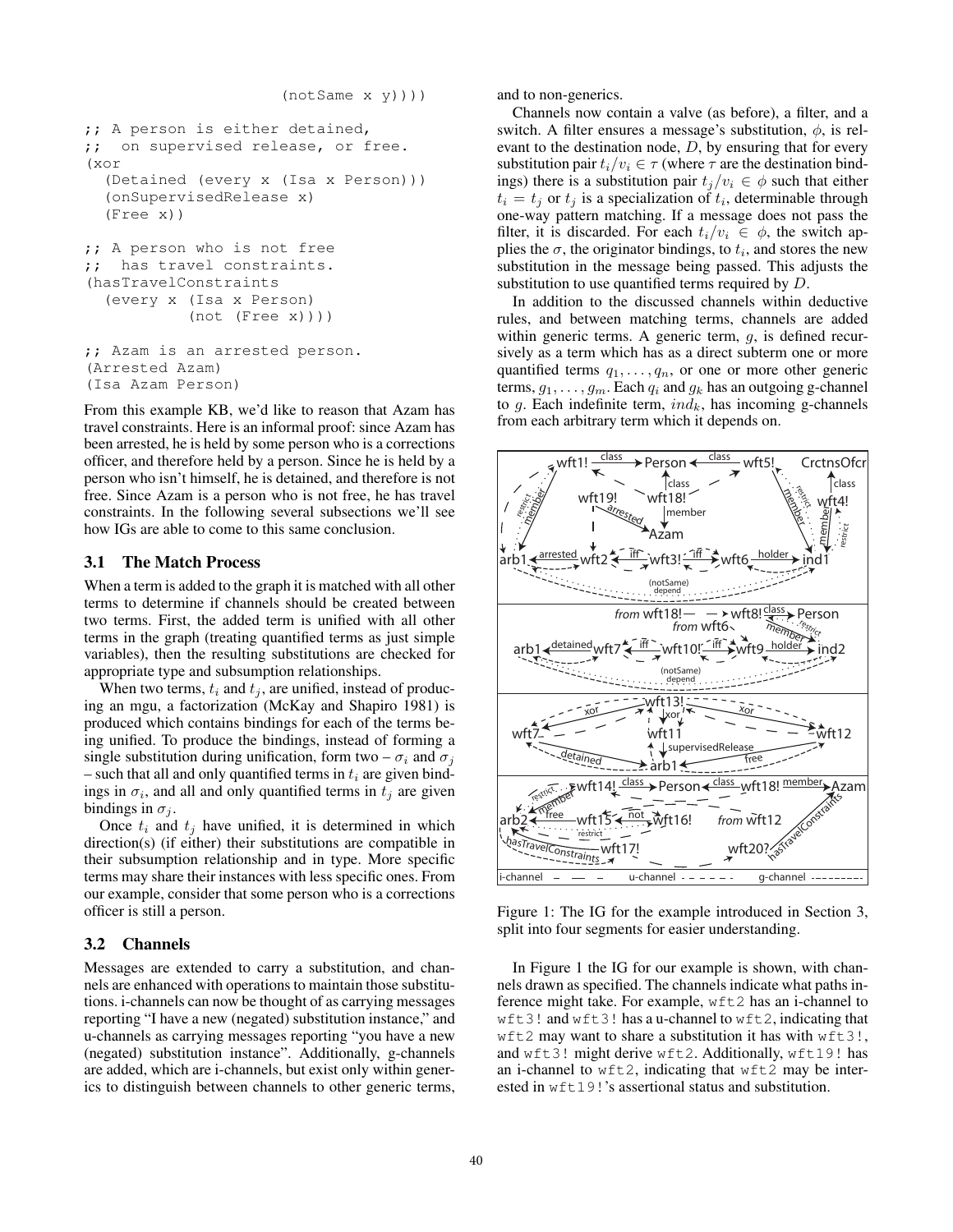```
                    (notSame x y))))

;; A person is either detained,
;;  on supervised release, or free.
(xor
  (Detained (every x (Isa x Person)))
  (onSupervisedRelease x)
  (Free x))

;; A person who is not free
;;  has travel constraints.
(hasTravelConstraints
  (every x (Isa x Person)
          (not (Free x))))

;; Azam is an arrested person.
(Arrested Azam)
(Isa Azam Person)
```

From this example KB, we'd like to reason that Azam has travel constraints. Here is an informal proof: since Azam has been arrested, he is held by some person who is a corrections officer, and therefore held by a person. Since he is held by a person who isn't himself, he is detained, and therefore is not free. Since Azam is a person who is not free, he has travel constraints. In the following several subsections we'll see how IGs are able to come to this same conclusion.

### 3.1 The Match Process

When a term is added to the graph it is matched with all other terms to determine if channels should be created between two terms. First, the added term is unified with all other terms in the graph (treating quantified terms as just simple variables), then the resulting substitutions are checked for appropriate type and subsumption relationships.

When two terms, $t_i$ and $t_j$, are unified, instead of producing an mgu, a factorization (McKay and Shapiro 1981) is produced which contains bindings for each of the terms being unified. To produce the bindings, instead of forming a single substitution during unification, form two – $\sigma_i$ and $\sigma_j$ – such that all and only quantified terms in $t_i$ are given bindings in $\sigma_i$, and all and only quantified terms in $t_j$ are given bindings in $\sigma_j$.

Once $t_i$ and $t_j$ have unified, it is determined in which direction(s) (if either) their substitutions are compatible in their subsumption relationship and in type. More specific terms may share their instances with less specific ones. From our example, consider that some person who is a corrections officer is still a person.

### 3.2 Channels

Messages are extended to carry a substitution, and channels are enhanced with operations to maintain those substitutions. i-channels can now be thought of as carrying messages reporting "I have a new (negated) substitution instance," and u-channels as carrying messages reporting "you have a new (negated) substitution instance". Additionally, g-channels are added, which are i-channels, but exist only within generics to distinguish between channels to other generic terms, and to non-generics.

Channels now contain a valve (as before), a filter, and a switch. A filter ensures a message's substitution, $\phi$, is relevant to the destination node, $D$, by ensuring that for every substitution pair $t_i/v_i \in \tau$ (where $\tau$ are the destination bindings) there is a substitution pair $t_j/v_i \in \phi$ such that either $t_i = t_j$ or $t_j$ is a specialization of $t_i$, determinable through one-way pattern matching. If a message does not pass the filter, it is discarded. For each $t_i/v_i \in \phi$, the switch applies the $\sigma$, the originator bindings, to $t_i$, and stores the new substitution in the message being passed. This adjusts the substitution to use quantified terms required by $D$.

In addition to the discussed channels within deductive rules, and between matching terms, channels are added within generic terms. A generic term, $g$, is defined recursively as a term which has as a direct subterm one or more quantified terms $q_1, \ldots, q_n$, or one or more other generic terms, $g_1, \ldots, g_m$. Each $q_i$ and $g_k$ has an outgoing g-channel to $g$. Each indefinite term, $ind_k$, has incoming g-channels from each arbitrary term which it depends on.

Figure 1: The IG for the example introduced in Section 3, split into four segments for easier understanding.

In Figure 1 the IG for our example is shown, with channels drawn as specified. The channels indicate what paths inference might take. For example, wft2 has an i-channel to wft3! and wft3! has a u-channel to wft2, indicating that wft2 may want to share a substitution it has with wft3!, and wft3! might derive wft2. Additionally, wft19! has an i-channel to wft2, indicating that wft2 may be interested in wft19!'s assertional status and substitution.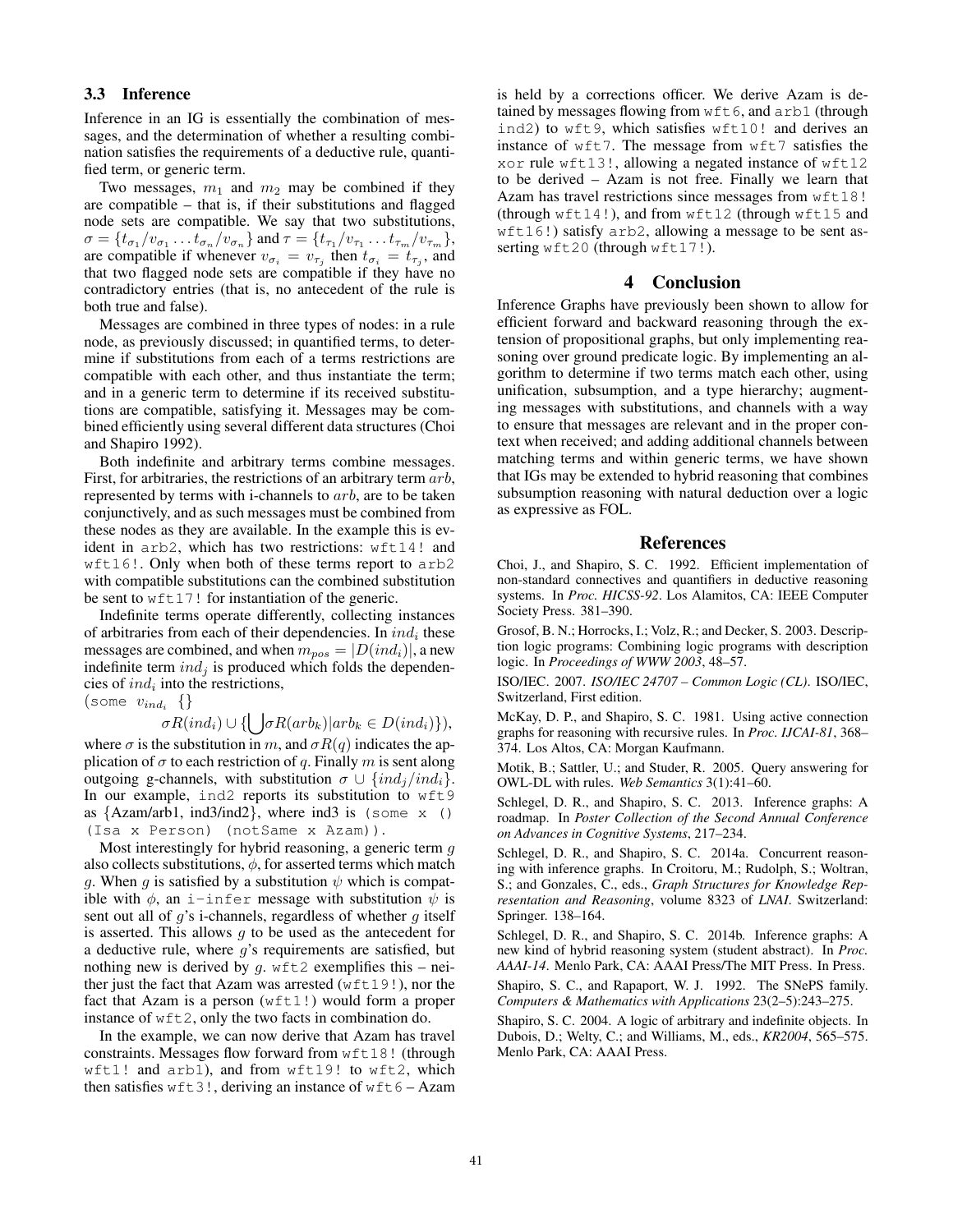### 3.3 Inference

Inference in an IG is essentially the combination of messages, and the determination of whether a resulting combination satisfies the requirements of a deductive rule, quantified term, or generic term.

Two messages, $m_1$ and $m_2$ may be combined if they are compatible – that is, if their substitutions and flagged node sets are compatible. We say that two substitutions, $\sigma = \{t_{\sigma_1}/v_{\sigma_1} \ldots t_{\sigma_n}/v_{\sigma_n}\}$ and $\tau = \{t_{\tau_1}/v_{\tau_1} \ldots t_{\tau_m}/v_{\tau_m}\}$, are compatible if whenever $v_{\sigma_i} = v_{\tau_j}$ then $t_{\sigma_i} = t_{\tau_j}$, and that two flagged node sets are compatible if they have no contradictory entries (that is, no antecedent of the rule is both true and false).

Messages are combined in three types of nodes: in a rule node, as previously discussed; in quantified terms, to determine if substitutions from each of a terms restrictions are compatible with each other, and thus instantiate the term; and in a generic term to determine if its received substitutions are compatible, satisfying it. Messages may be combined efficiently using several different data structures (Choi and Shapiro 1992).

Both indefinite and arbitrary terms combine messages. First, for arbitraries, the restrictions of an arbitrary term $arb$, represented by terms with i-channels to $arb$, are to be taken conjunctively, and as such messages must be combined from these nodes as they are available. In the example this is evident in `arb2`, which has two restrictions: `wft14!` and `wft16!`. Only when both of these terms report to `arb2` with compatible substitutions can the combined substitution be sent to `wft17!` for instantiation of the generic.

Indefinite terms operate differently, collecting instances of arbitraries from each of their dependencies. In $ind_i$ these messages are combined, and when $m_{pos} = |D(ind_i)|$, a new indefinite term $ind_j$ is produced which folds the dependencies of $ind_i$ into the restrictions,

(`some` $v_{ind_i}$ `{}`

$$\sigma R(ind_i) \cup \{\bigcup \sigma R(arb_k) | arb_k \in D(ind_i)\}),$$

where $\sigma$ is the substitution in $m$, and $\sigma R(q)$ indicates the application of $\sigma$ to each restriction of $q$. Finally $m$ is sent along outgoing g-channels, with substitution $\sigma \cup \{ind_j/ind_i\}$. In our example, `ind2` reports its substitution to `wft9` as {Azam/arb1, ind3/ind2}, where ind3 is `(some x () (Isa x Person) (notSame x Azam))`.

Most interestingly for hybrid reasoning, a generic term $g$ also collects substitutions, $\phi$, for asserted terms which match $g$. When $g$ is satisfied by a substitution $\psi$ which is compatible with $\phi$, an `i-infer` message with substitution $\psi$ is sent out all of $g$'s i-channels, regardless of whether $g$ itself is asserted. This allows $g$ to be used as the antecedent for a deductive rule, where $g$'s requirements are satisfied, but nothing new is derived by $g$. `wft2` exemplifies this – neither just the fact that Azam was arrested (`wft19!`), nor the fact that Azam is a person (`wft1!`) would form a proper instance of `wft2`, only the two facts in combination do.

In the example, we can now derive that Azam has travel constraints. Messages flow forward from `wft18!` (through `wft1!` and `arb1`), and from `wft19!` to `wft2`, which then satisfies `wft3!`, deriving an instance of `wft6` – Azam is held by a corrections officer. We derive Azam is detained by messages flowing from `wft6`, and `arb1` (through `ind2`) to `wft9`, which satisfies `wft10!` and derives an instance of `wft7`. The message from `wft7` satisfies the `xor` rule `wft13!`, allowing a negated instance of `wft12` to be derived – Azam is not free. Finally we learn that Azam has travel restrictions since messages from `wft18!` (through `wft14!`), and from `wft12` (through `wft15` and `wft16!`) satisfy `arb2`, allowing a message to be sent asserting `wft20` (through `wft17!`).

## 4 Conclusion

Inference Graphs have previously been shown to allow for efficient forward and backward reasoning through the extension of propositional graphs, but only implementing reasoning over ground predicate logic. By implementing an algorithm to determine if two terms match each other, using unification, subsumption, and a type hierarchy; augmenting messages with substitutions, and channels with a way to ensure that messages are relevant and in the proper context when received; and adding additional channels between matching terms and within generic terms, we have shown that IGs may be extended to hybrid reasoning that combines subsumption reasoning with natural deduction over a logic as expressive as FOL.

## References

Choi, J., and Shapiro, S. C. 1992. Efficient implementation of non-standard connectives and quantifiers in deductive reasoning systems. In *Proc. HICSS-92*. Los Alamitos, CA: IEEE Computer Society Press. 381–390.

Grosof, B. N.; Horrocks, I.; Volz, R.; and Decker, S. 2003. Description logic programs: Combining logic programs with description logic. In *Proceedings of WWW 2003*, 48–57.

ISO/IEC. 2007. *ISO/IEC 24707 – Common Logic (CL)*. ISO/IEC, Switzerland, First edition.

McKay, D. P., and Shapiro, S. C. 1981. Using active connection graphs for reasoning with recursive rules. In *Proc. IJCAI-81*, 368–374. Los Altos, CA: Morgan Kaufmann.

Motik, B.; Sattler, U.; and Studer, R. 2005. Query answering for OWL-DL with rules. *Web Semantics* 3(1):41–60.

Schlegel, D. R., and Shapiro, S. C. 2013. Inference graphs: A roadmap. In *Poster Collection of the Second Annual Conference on Advances in Cognitive Systems*, 217–234.

Schlegel, D. R., and Shapiro, S. C. 2014a. Concurrent reasoning with inference graphs. In Croitoru, M.; Rudolph, S.; Woltran, S.; and Gonzales, C., eds., *Graph Structures for Knowledge Representation and Reasoning*, volume 8323 of *LNAI*. Switzerland: Springer. 138–164.

Schlegel, D. R., and Shapiro, S. C. 2014b. Inference graphs: A new kind of hybrid reasoning system (student abstract). In *Proc. AAAI-14*. Menlo Park, CA: AAAI Press/The MIT Press. In Press.

Shapiro, S. C., and Rapaport, W. J. 1992. The SNePS family. *Computers & Mathematics with Applications* 23(2–5):243–275.

Shapiro, S. C. 2004. A logic of arbitrary and indefinite objects. In Dubois, D.; Welty, C.; and Williams, M., eds., *KR2004*, 565–575. Menlo Park, CA: AAAI Press.